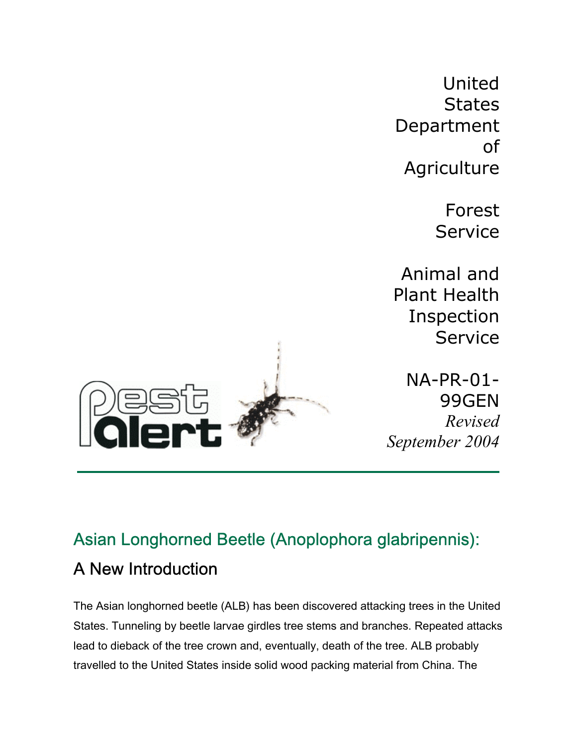United States Department of Agriculture

Forest Service

Animal and Plant Health Inspection Service

NA-PR-01-99GEN

*Revised September 2004*

Pest Alert

## Asian Longhorned Beetle (Anoplophora glabripennis):

## A New Introduction

The Asian longhorned beetle (ALB) has been discovered attacking trees in the United States. Tunneling by beetle larvae girdles tree stems and branches. Repeated attacks lead to dieback of the tree crown and, eventually, death of the tree. ALB probably travelled to the United States inside solid wood packing material from China. The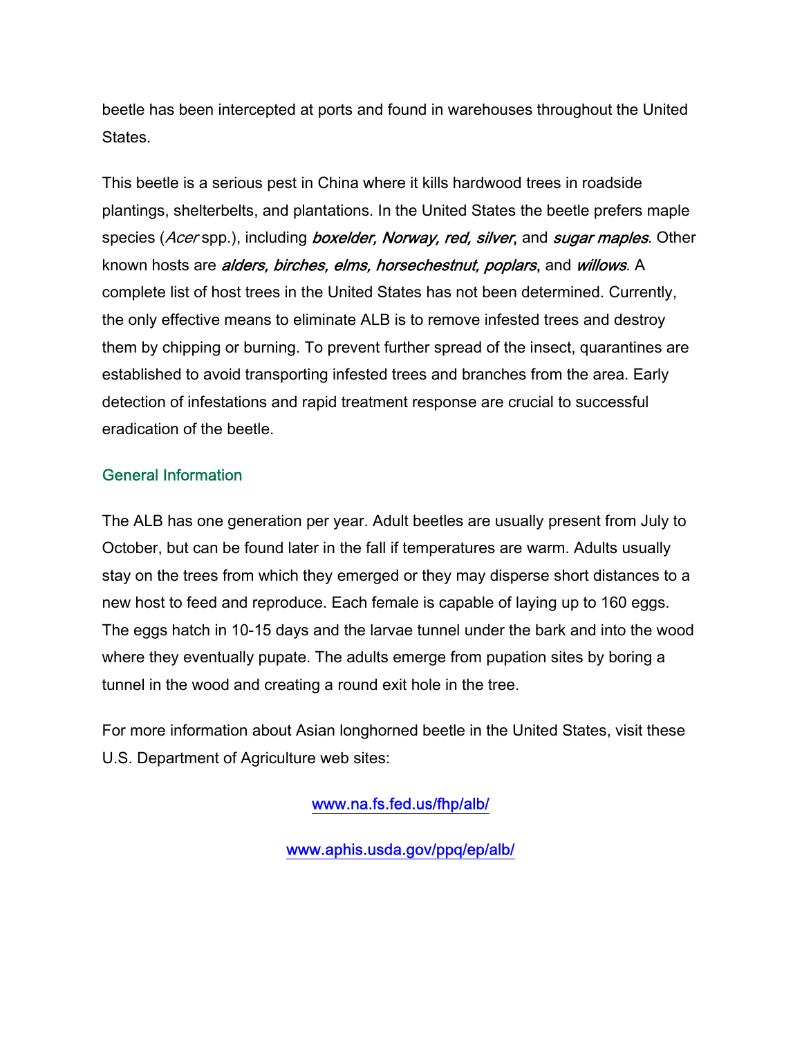beetle has been intercepted at ports and found in warehouses throughout the United States.

This beetle is a serious pest in China where it kills hardwood trees in roadside plantings, shelterbelts, and plantations. In the United States the beetle prefers maple species (*Acer* spp.), including ***boxelder, Norway, red, silver***, and ***sugar maples***. Other known hosts are ***alders, birches, elms, horsechestnut, poplars***, and ***willows***. A complete list of host trees in the United States has not been determined. Currently, the only effective means to eliminate ALB is to remove infested trees and destroy them by chipping or burning. To prevent further spread of the insect, quarantines are established to avoid transporting infested trees and branches from the area. Early detection of infestations and rapid treatment response are crucial to successful eradication of the beetle.

## General Information

The ALB has one generation per year. Adult beetles are usually present from July to October, but can be found later in the fall if temperatures are warm. Adults usually stay on the trees from which they emerged or they may disperse short distances to a new host to feed and reproduce. Each female is capable of laying up to 160 eggs. The eggs hatch in 10-15 days and the larvae tunnel under the bark and into the wood where they eventually pupate. The adults emerge from pupation sites by boring a tunnel in the wood and creating a round exit hole in the tree.

For more information about Asian longhorned beetle in the United States, visit these U.S. Department of Agriculture web sites:

www.na.fs.fed.us/fhp/alb/

www.aphis.usda.gov/ppq/ep/alb/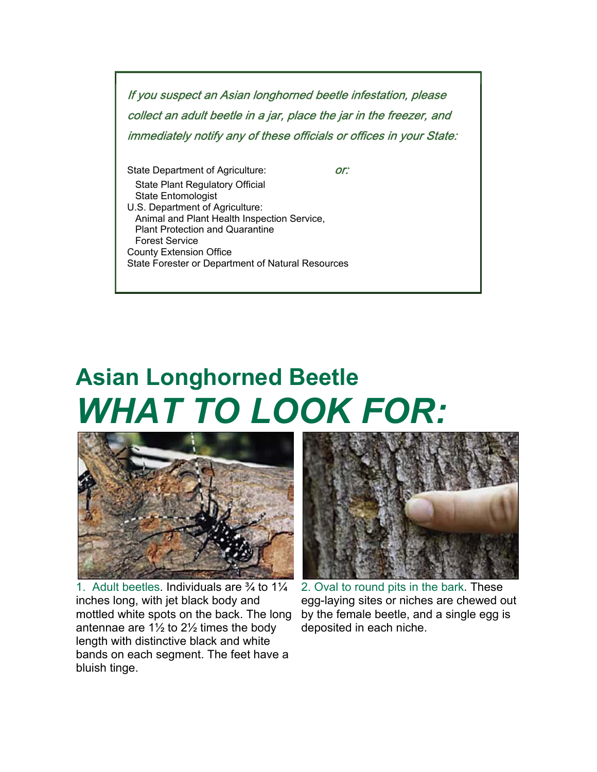*If you suspect an Asian longhorned beetle infestation, please collect an adult beetle in a jar, place the jar in the freezer, and immediately notify any of these officials or offices in your State:*

State Department of Agriculture:

- State Plant Regulatory Official
- State Entomologist

*or:*

U.S. Department of Agriculture:

- Animal and Plant Health Inspection Service, Plant Protection and Quarantine
- Forest Service

County Extension Office

State Forester or Department of Natural Resources

# Asian Longhorned Beetle

# *WHAT TO LOOK FOR:*

1. Adult beetles. Individuals are ¾ to 1¼ inches long, with jet black body and mottled white spots on the back. The long antennae are 1½ to 2½ times the body length with distinctive black and white bands on each segment. The feet have a bluish tinge.

2. Oval to round pits in the bark. These egg-laying sites or niches are chewed out by the female beetle, and a single egg is deposited in each niche.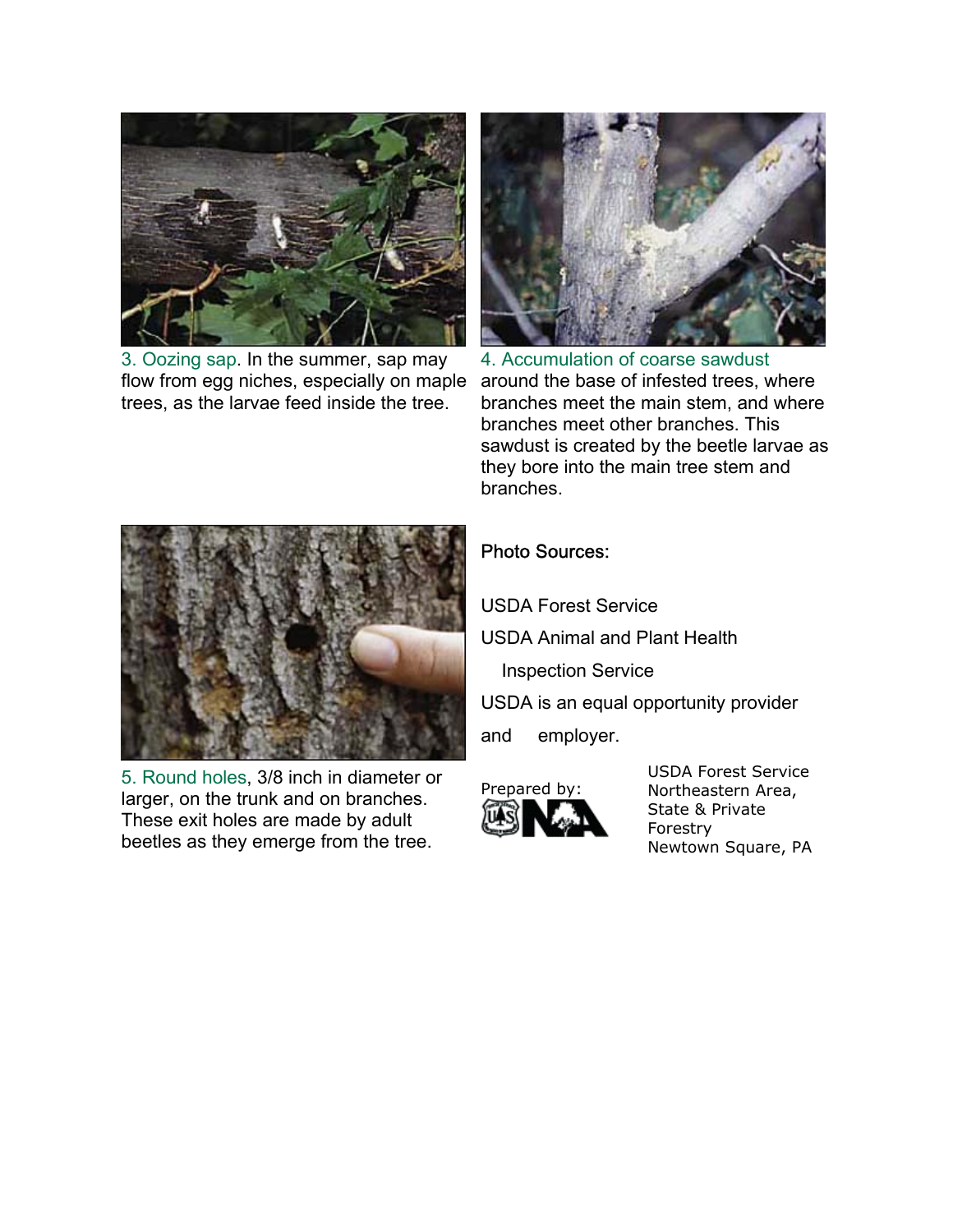3. Oozing sap. In the summer, sap may flow from egg niches, especially on maple trees, as the larvae feed inside the tree.

4. Accumulation of coarse sawdust around the base of infested trees, where branches meet the main stem, and where branches meet other branches. This sawdust is created by the beetle larvae as they bore into the main tree stem and branches.

5. Round holes, 3/8 inch in diameter or larger, on the trunk and on branches. These exit holes are made by adult beetles as they emerge from the tree.

Photo Sources:

USDA Forest Service

USDA Animal and Plant Health Inspection Service

USDA is an equal opportunity provider and employer.

Prepared by:

USDA Forest Service
Northeastern Area,
State & Private Forestry
Newtown Square, PA